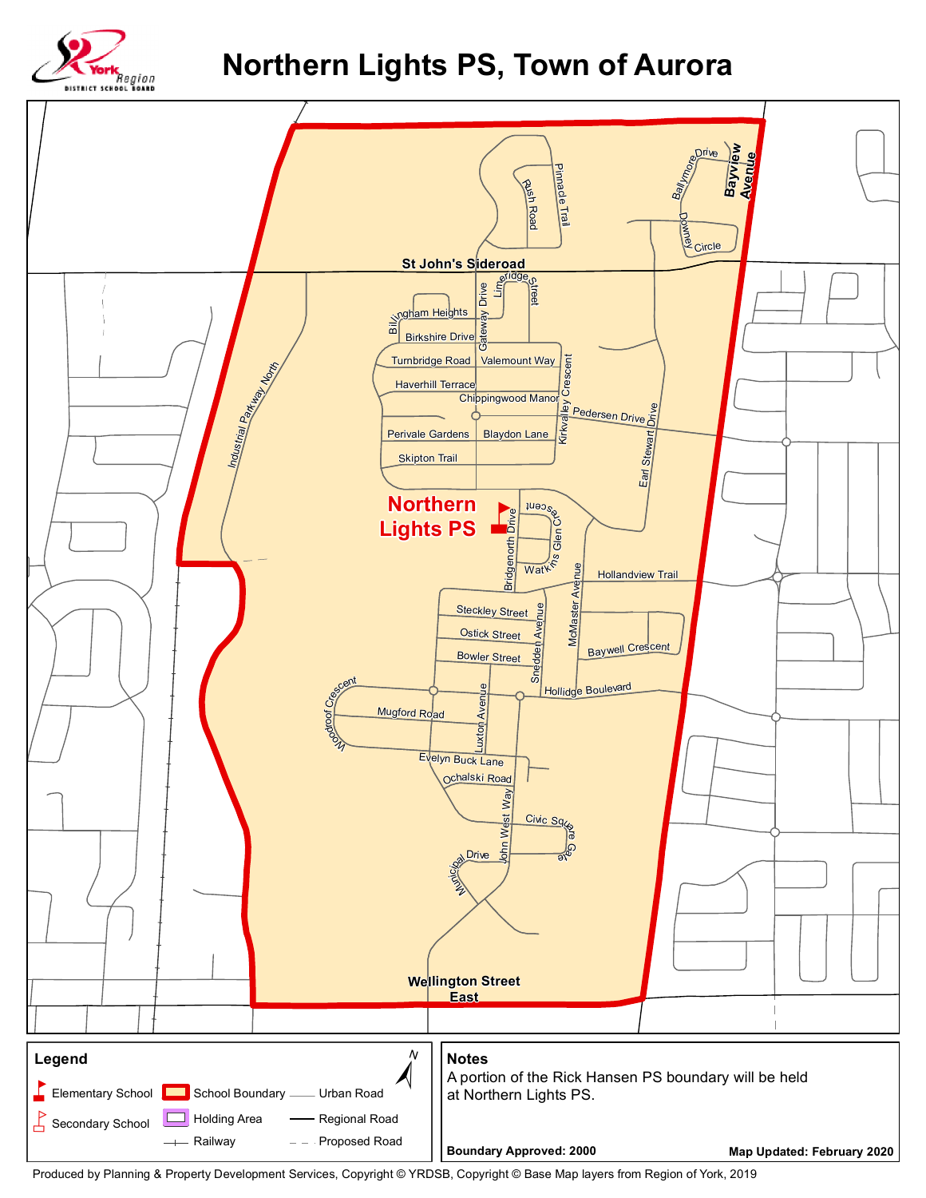# Northern Lights PS, Town of Aurora

St John's Sideroad

Industrial Parkway North

Billingham Heights

Birkshire Drive

Turnbridge Road

Haverhill Terrace

Perivale Gardens

Skipton Trail

Gateway Drive

Limeridge Street

Valemount Way

Chippingwood Manor

Blaydon Lane

Kirkvalley Crescent

Pedersen Drive

Earl Stewart Drive

Rush Road

Pinnacle Trail

Ballymore Drive

Downey Circle

Bayview Avenue

Northern Lights PS

Bridgenorth Drive

Watkins Glen Crescent

Hollandview Trail

McMaster Avenue

Steckley Street

Ostick Street

Bowler Street

Snedden Avenue

Baywell Crescent

Hollidge Boulevard

Woodroof Crescent

Mugford Road

Luxton Avenue

Evelyn Buck Lane

Ochalski Road

John West Way

Civic Square Gate

Municipal Drive

Wellington Street East

## Legend

- Elementary School
- Secondary School
- School Boundary
- Holding Area
- Railway
- Urban Road
- Regional Road
- Proposed Road

N

## Notes

A portion of the Rick Hansen PS boundary will be held at Northern Lights PS.

**Boundary Approved: 2000**

**Map Updated: February 2020**

Produced by Planning & Property Development Services, Copyright © YRDSB, Copyright © Base Map layers from Region of York, 2019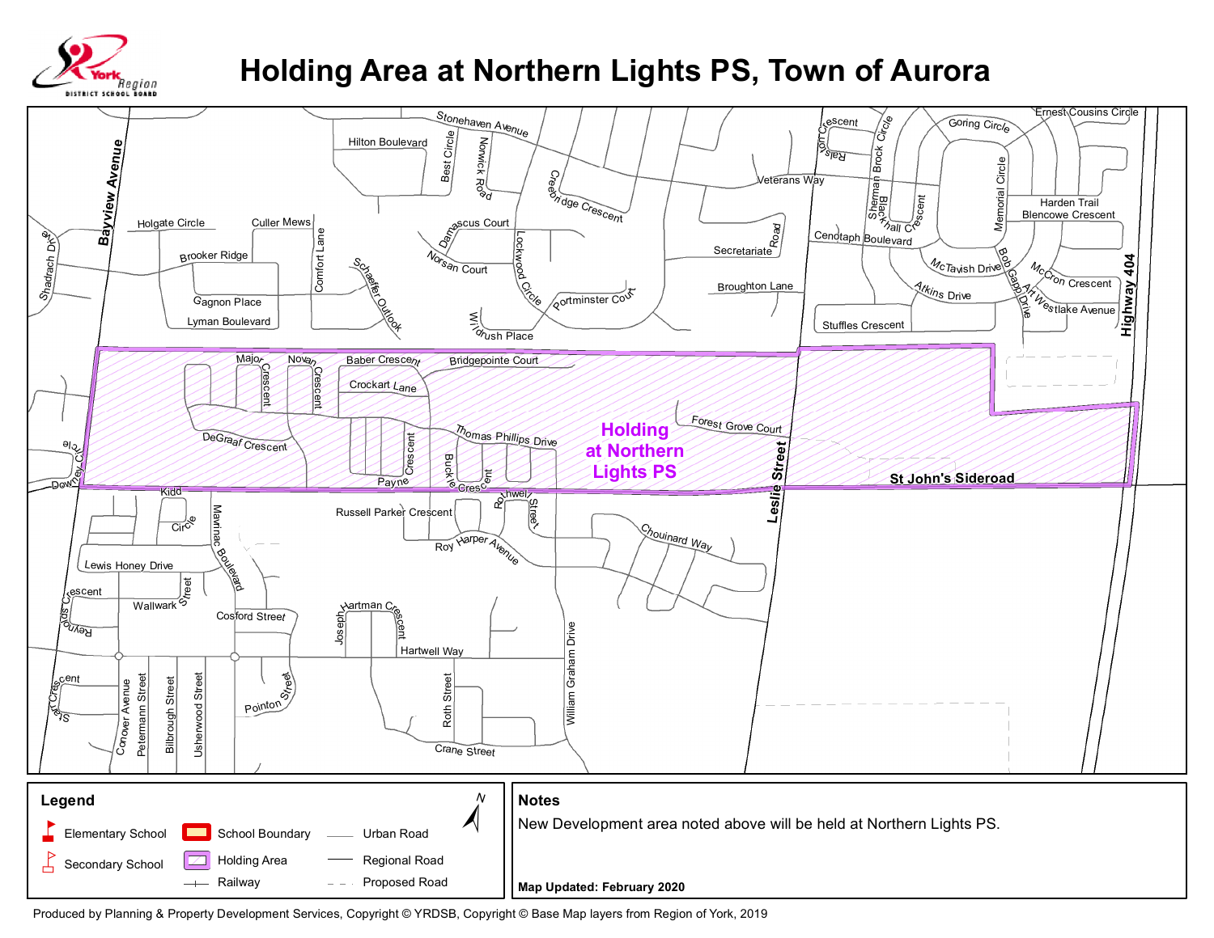# Holding Area at Northern Lights PS, Town of Aurora

York Region District School Board

Bayview Avenue
Stonehaven Avenue
Hilton Boulevard
Best Circle
Norwick Road
Creebridge Crescent
Veterans Way
Ralston Crescent
Sherman Brock Circle
Blackhall Crescent
Goring Circle
Ernest Cousins Circle
Memorial Circle
Harden Trail
Blencowe Crescent
Shadrach Drive
Holgate Circle
Culler Mews
Comfort Lane
Brooker Ridge
Gagnon Place
Lyman Boulevard
Schaeffer Outlook
Damascus Court
Norsan Court
Lockwood Circle
Portminster Court
Wildrush Place
Secretariate Road
Broughton Lane
Cenotaph Boulevard
McTavish Drive
Bob Gapp Drive
McCron Crescent
Art Westlake Avenue
Atkins Drive
Stuffles Crescent
Highway 404
Major Crescent
Novan Crescent
Baber Crescent
Bridgepointe Court
Crockart Lane
DeGraaf Crescent
Thomas Phillips Drive
Crescent
Buckle Crescent
Payne
Forest Grove Court
Holding at Northern Lights PS
Leslie Street
St John's Sideroad
Downey Circle
Kidd Circle
Marinac Boulevard
Russell Parker Crescent
Rothwell Street
Roy Harper Avenue
Chouinard Way
Lewis Honey Drive
Reynolds Crescent
Wallwark Street
Cosford Street
Joseph Hartman Crescent
Hartwell Way
William Graham Drive
Stuart Crescent
Conover Avenue
Petermann Street
Bilbrough Street
Usherwood Street
Pointon Street
Roth Street
Crane Street

**Legend**

- Elementary School
- Secondary School
- School Boundary
- Holding Area
- Railway
- Urban Road
- Regional Road
- Proposed Road

N

**Notes**

New Development area noted above will be held at Northern Lights PS.

**Map Updated: February 2020**

Produced by Planning & Property Development Services, Copyright © YRDSB, Copyright © Base Map layers from Region of York, 2019